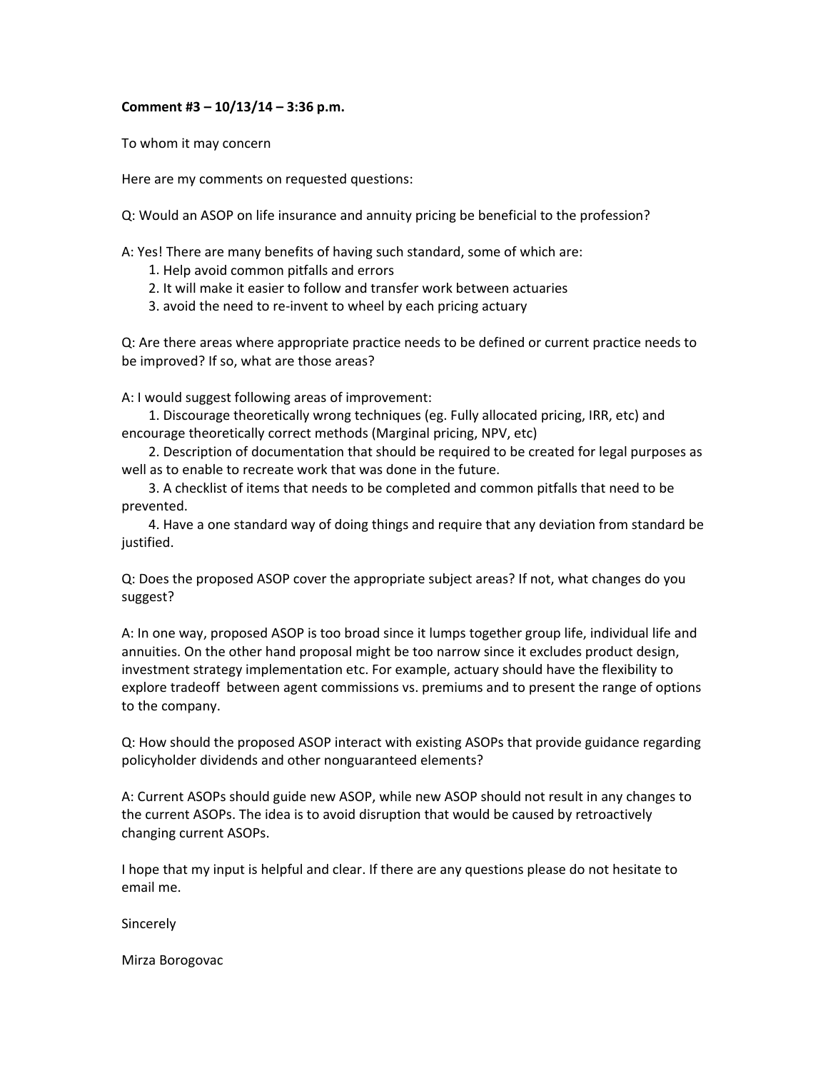**Comment #3 – 10/13/14 – 3:36 p.m.**

To whom it may concern

Here are my comments on requested questions:

Q: Would an ASOP on life insurance and annuity pricing be beneficial to the profession?

A: Yes! There are many benefits of having such standard, some of which are:

1. Help avoid common pitfalls and errors
2. It will make it easier to follow and transfer work between actuaries
3. avoid the need to re-invent to wheel by each pricing actuary

Q: Are there areas where appropriate practice needs to be defined or current practice needs to be improved? If so, what are those areas?

A: I would suggest following areas of improvement:

1. Discourage theoretically wrong techniques (eg. Fully allocated pricing, IRR, etc) and encourage theoretically correct methods (Marginal pricing, NPV, etc)
2. Description of documentation that should be required to be created for legal purposes as well as to enable to recreate work that was done in the future.
3. A checklist of items that needs to be completed and common pitfalls that need to be prevented.
4. Have a one standard way of doing things and require that any deviation from standard be justified.

Q: Does the proposed ASOP cover the appropriate subject areas? If not, what changes do you suggest?

A: In one way, proposed ASOP is too broad since it lumps together group life, individual life and annuities. On the other hand proposal might be too narrow since it excludes product design, investment strategy implementation etc. For example, actuary should have the flexibility to explore tradeoff between agent commissions vs. premiums and to present the range of options to the company.

Q: How should the proposed ASOP interact with existing ASOPs that provide guidance regarding policyholder dividends and other nonguaranteed elements?

A: Current ASOPs should guide new ASOP, while new ASOP should not result in any changes to the current ASOPs. The idea is to avoid disruption that would be caused by retroactively changing current ASOPs.

I hope that my input is helpful and clear. If there are any questions please do not hesitate to email me.

Sincerely

Mirza Borogovac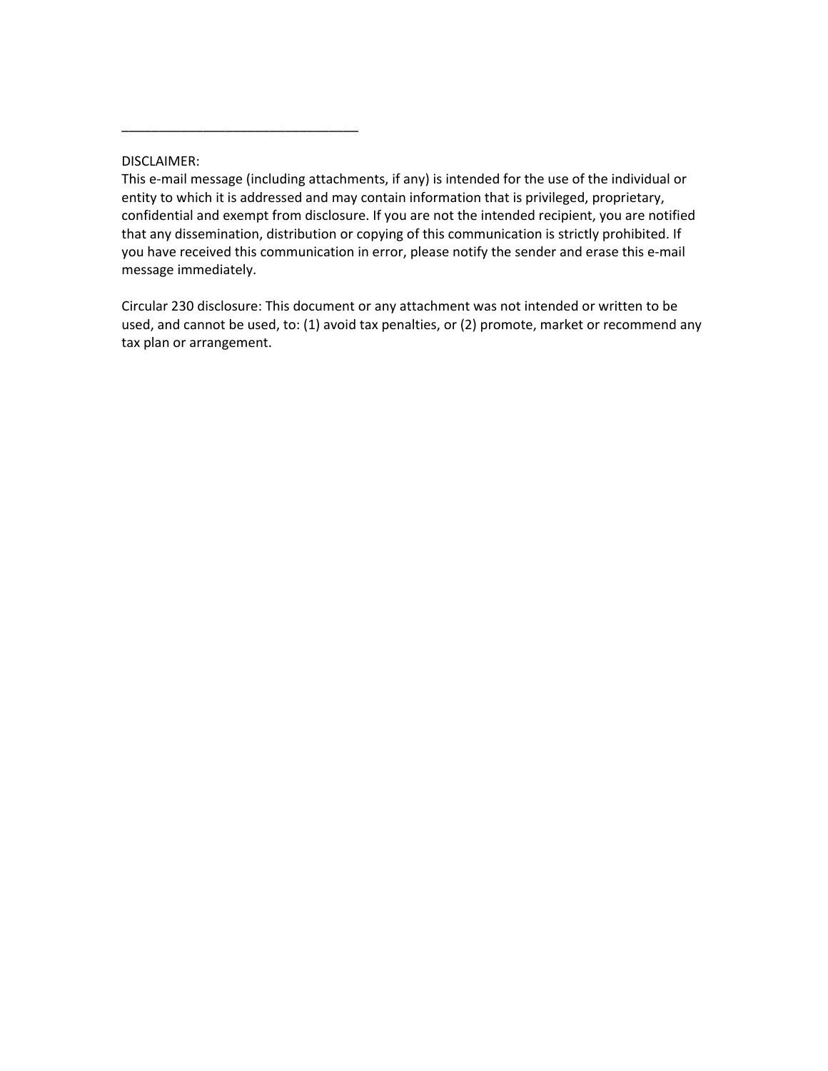________________________________

DISCLAIMER:
This e-mail message (including attachments, if any) is intended for the use of the individual or entity to which it is addressed and may contain information that is privileged, proprietary, confidential and exempt from disclosure. If you are not the intended recipient, you are notified that any dissemination, distribution or copying of this communication is strictly prohibited. If you have received this communication in error, please notify the sender and erase this e-mail message immediately.

Circular 230 disclosure: This document or any attachment was not intended or written to be used, and cannot be used, to: (1) avoid tax penalties, or (2) promote, market or recommend any tax plan or arrangement.